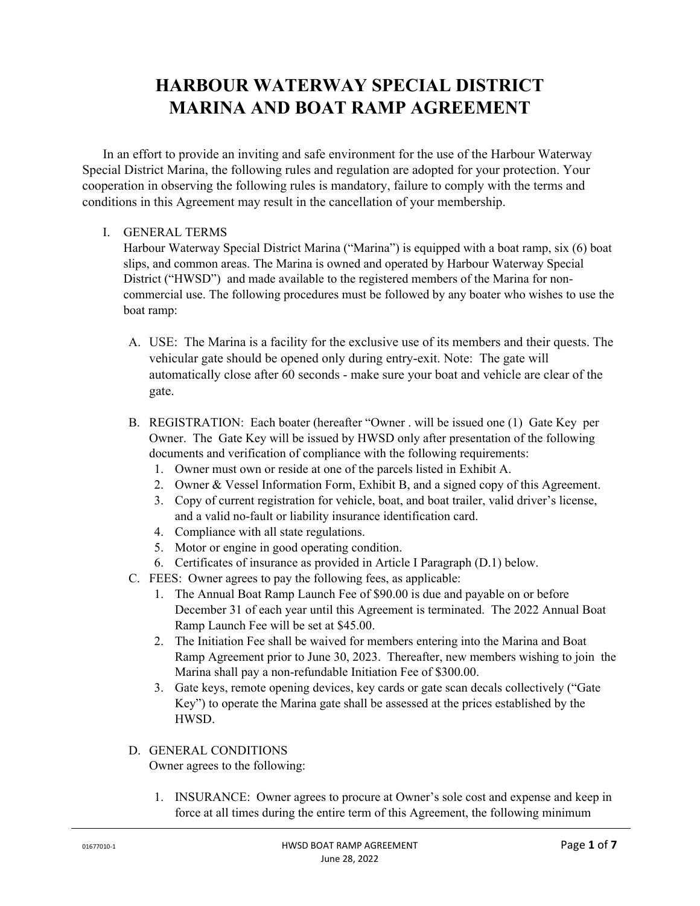# HARBOUR WATERWAY SPECIAL DISTRICT MARINA AND BOAT RAMP AGREEMENT

In an effort to provide an inviting and safe environment for the use of the Harbour Waterway Special District Marina, the following rules and regulation are adopted for your protection. Your cooperation in observing the following rules is mandatory, failure to comply with the terms and conditions in this Agreement may result in the cancellation of your membership.

I. GENERAL TERMS

Harbour Waterway Special District Marina ("Marina") is equipped with a boat ramp, six (6) boat slips, and common areas. The Marina is owned and operated by Harbour Waterway Special District ("HWSD") and made available to the registered members of the Marina for non-commercial use. The following procedures must be followed by any boater who wishes to use the boat ramp:

A. USE: The Marina is a facility for the exclusive use of its members and their quests. The vehicular gate should be opened only during entry-exit. Note: The gate will automatically close after 60 seconds - make sure your boat and vehicle are clear of the gate.

B. REGISTRATION: Each boater (hereafter "Owner . will be issued one (1) Gate Key per Owner. The Gate Key will be issued by HWSD only after presentation of the following documents and verification of compliance with the following requirements:
   1. Owner must own or reside at one of the parcels listed in Exhibit A.
   2. Owner & Vessel Information Form, Exhibit B, and a signed copy of this Agreement.
   3. Copy of current registration for vehicle, boat, and boat trailer, valid driver's license, and a valid no-fault or liability insurance identification card.
   4. Compliance with all state regulations.
   5. Motor or engine in good operating condition.
   6. Certificates of insurance as provided in Article I Paragraph (D.1) below.

C. FEES: Owner agrees to pay the following fees, as applicable:
   1. The Annual Boat Ramp Launch Fee of $90.00 is due and payable on or before December 31 of each year until this Agreement is terminated. The 2022 Annual Boat Ramp Launch Fee will be set at $45.00.
   2. The Initiation Fee shall be waived for members entering into the Marina and Boat Ramp Agreement prior to June 30, 2023. Thereafter, new members wishing to join the Marina shall pay a non-refundable Initiation Fee of $300.00.
   3. Gate keys, remote opening devices, key cards or gate scan decals collectively ("Gate Key") to operate the Marina gate shall be assessed at the prices established by the HWSD.

D. GENERAL CONDITIONS

Owner agrees to the following:

   1. INSURANCE: Owner agrees to procure at Owner's sole cost and expense and keep in force at all times during the entire term of this Agreement, the following minimum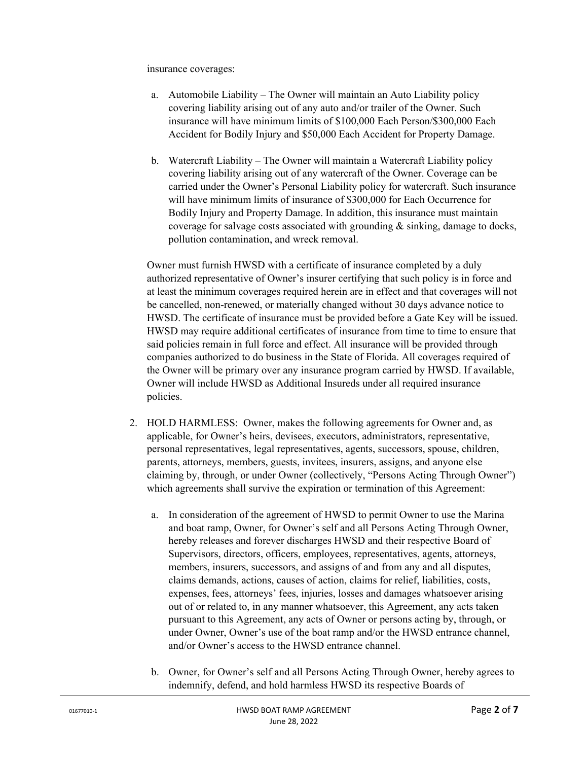insurance coverages:

a. Automobile Liability – The Owner will maintain an Auto Liability policy covering liability arising out of any auto and/or trailer of the Owner. Such insurance will have minimum limits of $100,000 Each Person/$300,000 Each Accident for Bodily Injury and $50,000 Each Accident for Property Damage.

b. Watercraft Liability – The Owner will maintain a Watercraft Liability policy covering liability arising out of any watercraft of the Owner. Coverage can be carried under the Owner's Personal Liability policy for watercraft. Such insurance will have minimum limits of insurance of $300,000 for Each Occurrence for Bodily Injury and Property Damage. In addition, this insurance must maintain coverage for salvage costs associated with grounding & sinking, damage to docks, pollution contamination, and wreck removal.

Owner must furnish HWSD with a certificate of insurance completed by a duly authorized representative of Owner's insurer certifying that such policy is in force and at least the minimum coverages required herein are in effect and that coverages will not be cancelled, non-renewed, or materially changed without 30 days advance notice to HWSD. The certificate of insurance must be provided before a Gate Key will be issued. HWSD may require additional certificates of insurance from time to time to ensure that said policies remain in full force and effect. All insurance will be provided through companies authorized to do business in the State of Florida. All coverages required of the Owner will be primary over any insurance program carried by HWSD. If available, Owner will include HWSD as Additional Insureds under all required insurance policies.

2. HOLD HARMLESS: Owner, makes the following agreements for Owner and, as applicable, for Owner's heirs, devisees, executors, administrators, representative, personal representatives, legal representatives, agents, successors, spouse, children, parents, attorneys, members, guests, invitees, insurers, assigns, and anyone else claiming by, through, or under Owner (collectively, "Persons Acting Through Owner") which agreements shall survive the expiration or termination of this Agreement:

   a. In consideration of the agreement of HWSD to permit Owner to use the Marina and boat ramp, Owner, for Owner's self and all Persons Acting Through Owner, hereby releases and forever discharges HWSD and their respective Board of Supervisors, directors, officers, employees, representatives, agents, attorneys, members, insurers, successors, and assigns of and from any and all disputes, claims demands, actions, causes of action, claims for relief, liabilities, costs, expenses, fees, attorneys' fees, injuries, losses and damages whatsoever arising out of or related to, in any manner whatsoever, this Agreement, any acts taken pursuant to this Agreement, any acts of Owner or persons acting by, through, or under Owner, Owner's use of the boat ramp and/or the HWSD entrance channel, and/or Owner's access to the HWSD entrance channel.

   b. Owner, for Owner's self and all Persons Acting Through Owner, hereby agrees to indemnify, defend, and hold harmless HWSD its respective Boards of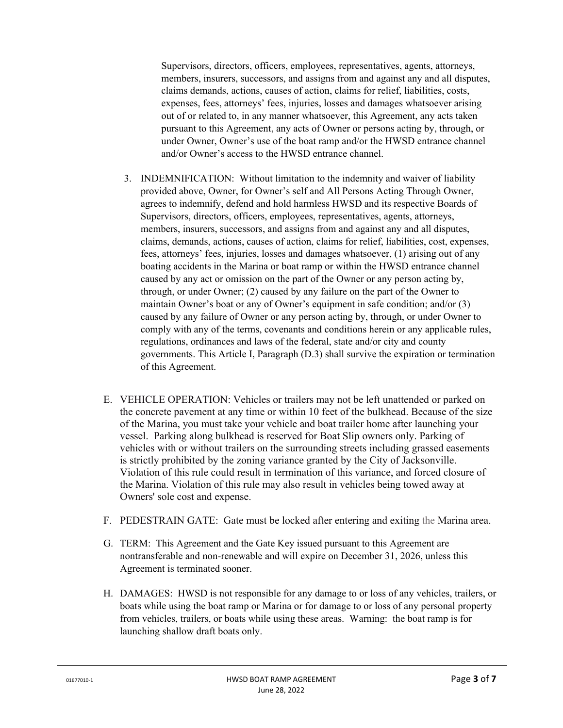Supervisors, directors, officers, employees, representatives, agents, attorneys, members, insurers, successors, and assigns from and against any and all disputes, claims demands, actions, causes of action, claims for relief, liabilities, costs, expenses, fees, attorneys' fees, injuries, losses and damages whatsoever arising out of or related to, in any manner whatsoever, this Agreement, any acts taken pursuant to this Agreement, any acts of Owner or persons acting by, through, or under Owner, Owner's use of the boat ramp and/or the HWSD entrance channel and/or Owner's access to the HWSD entrance channel.

3. INDEMNIFICATION: Without limitation to the indemnity and waiver of liability provided above, Owner, for Owner's self and All Persons Acting Through Owner, agrees to indemnify, defend and hold harmless HWSD and its respective Boards of Supervisors, directors, officers, employees, representatives, agents, attorneys, members, insurers, successors, and assigns from and against any and all disputes, claims, demands, actions, causes of action, claims for relief, liabilities, cost, expenses, fees, attorneys' fees, injuries, losses and damages whatsoever, (1) arising out of any boating accidents in the Marina or boat ramp or within the HWSD entrance channel caused by any act or omission on the part of the Owner or any person acting by, through, or under Owner; (2) caused by any failure on the part of the Owner to maintain Owner's boat or any of Owner's equipment in safe condition; and/or (3) caused by any failure of Owner or any person acting by, through, or under Owner to comply with any of the terms, covenants and conditions herein or any applicable rules, regulations, ordinances and laws of the federal, state and/or city and county governments. This Article I, Paragraph (D.3) shall survive the expiration or termination of this Agreement.

E. VEHICLE OPERATION: Vehicles or trailers may not be left unattended or parked on the concrete pavement at any time or within 10 feet of the bulkhead. Because of the size of the Marina, you must take your vehicle and boat trailer home after launching your vessel. Parking along bulkhead is reserved for Boat Slip owners only. Parking of vehicles with or without trailers on the surrounding streets including grassed easements is strictly prohibited by the zoning variance granted by the City of Jacksonville. Violation of this rule could result in termination of this variance, and forced closure of the Marina. Violation of this rule may also result in vehicles being towed away at Owners' sole cost and expense.

F. PEDESTRAIN GATE: Gate must be locked after entering and exiting the Marina area.

G. TERM: This Agreement and the Gate Key issued pursuant to this Agreement are nontransferable and non-renewable and will expire on December 31, 2026, unless this Agreement is terminated sooner.

H. DAMAGES: HWSD is not responsible for any damage to or loss of any vehicles, trailers, or boats while using the boat ramp or Marina or for damage to or loss of any personal property from vehicles, trailers, or boats while using these areas. Warning: the boat ramp is for launching shallow draft boats only.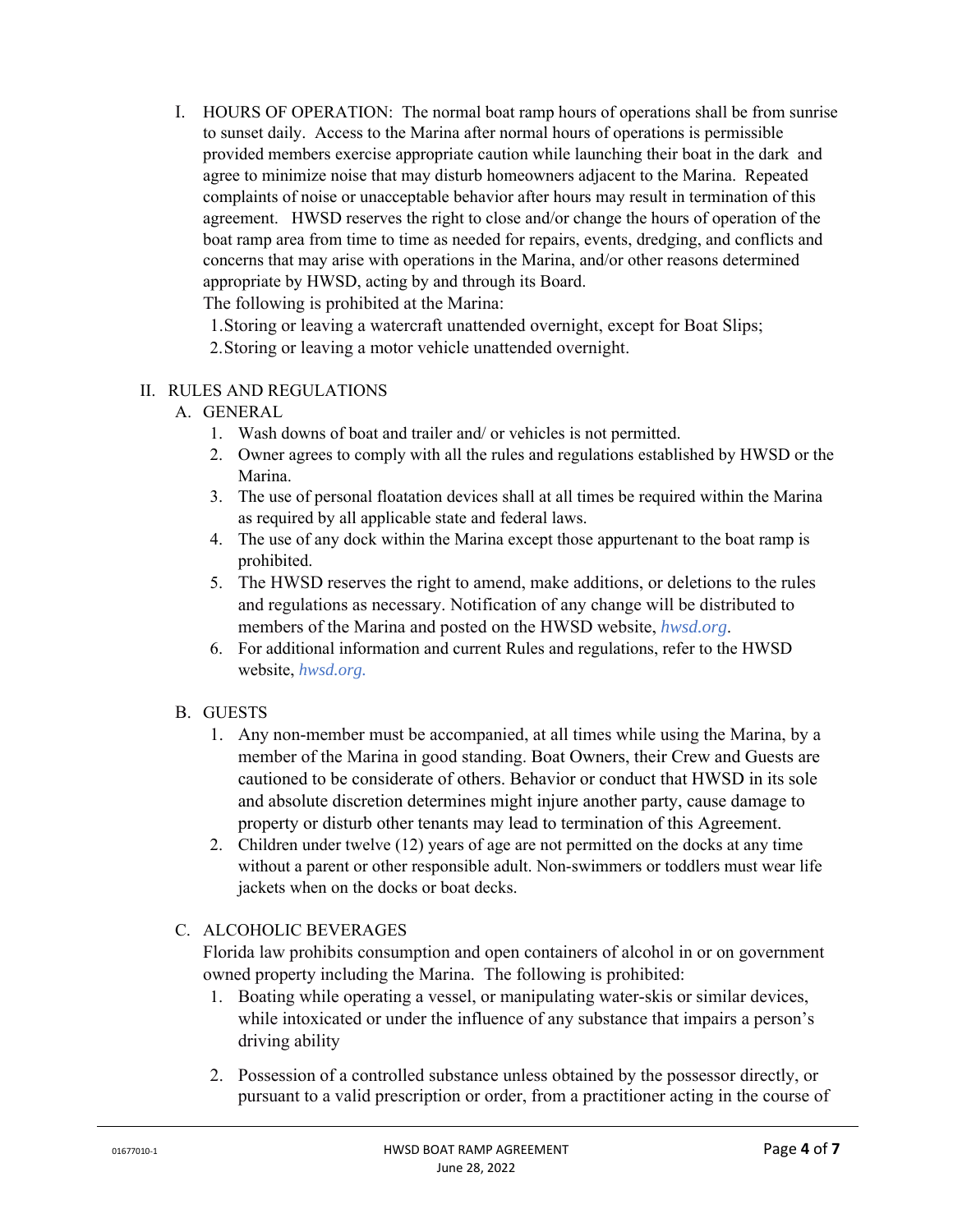I. HOURS OF OPERATION: The normal boat ramp hours of operations shall be from sunrise to sunset daily. Access to the Marina after normal hours of operations is permissible provided members exercise appropriate caution while launching their boat in the dark and agree to minimize noise that may disturb homeowners adjacent to the Marina. Repeated complaints of noise or unacceptable behavior after hours may result in termination of this agreement. HWSD reserves the right to close and/or change the hours of operation of the boat ramp area from time to time as needed for repairs, events, dredging, and conflicts and concerns that may arise with operations in the Marina, and/or other reasons determined appropriate by HWSD, acting by and through its Board.

   The following is prohibited at the Marina:

   1. Storing or leaving a watercraft unattended overnight, except for Boat Slips;
   2. Storing or leaving a motor vehicle unattended overnight.

II. RULES AND REGULATIONS

   A. GENERAL

      1. Wash downs of boat and trailer and/ or vehicles is not permitted.
      2. Owner agrees to comply with all the rules and regulations established by HWSD or the Marina.
      3. The use of personal floatation devices shall at all times be required within the Marina as required by all applicable state and federal laws.
      4. The use of any dock within the Marina except those appurtenant to the boat ramp is prohibited.
      5. The HWSD reserves the right to amend, make additions, or deletions to the rules and regulations as necessary. Notification of any change will be distributed to members of the Marina and posted on the HWSD website, *hwsd.org*.
      6. For additional information and current Rules and regulations, refer to the HWSD website, *hwsd.org.*

   B. GUESTS

      1. Any non-member must be accompanied, at all times while using the Marina, by a member of the Marina in good standing. Boat Owners, their Crew and Guests are cautioned to be considerate of others. Behavior or conduct that HWSD in its sole and absolute discretion determines might injure another party, cause damage to property or disturb other tenants may lead to termination of this Agreement.
      2. Children under twelve (12) years of age are not permitted on the docks at any time without a parent or other responsible adult. Non-swimmers or toddlers must wear life jackets when on the docks or boat decks.

   C. ALCOHOLIC BEVERAGES

      Florida law prohibits consumption and open containers of alcohol in or on government owned property including the Marina. The following is prohibited:

      1. Boating while operating a vessel, or manipulating water-skis or similar devices, while intoxicated or under the influence of any substance that impairs a person's driving ability
      2. Possession of a controlled substance unless obtained by the possessor directly, or pursuant to a valid prescription or order, from a practitioner acting in the course of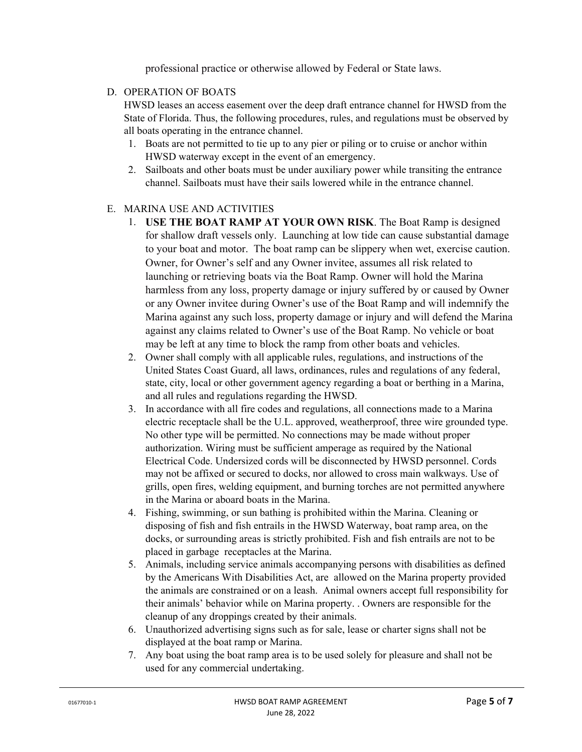professional practice or otherwise allowed by Federal or State laws.

D. OPERATION OF BOATS

HWSD leases an access easement over the deep draft entrance channel for HWSD from the State of Florida. Thus, the following procedures, rules, and regulations must be observed by all boats operating in the entrance channel.

1. Boats are not permitted to tie up to any pier or piling or to cruise or anchor within HWSD waterway except in the event of an emergency.
2. Sailboats and other boats must be under auxiliary power while transiting the entrance channel. Sailboats must have their sails lowered while in the entrance channel.

E. MARINA USE AND ACTIVITIES

1. **USE THE BOAT RAMP AT YOUR OWN RISK**. The Boat Ramp is designed for shallow draft vessels only. Launching at low tide can cause substantial damage to your boat and motor. The boat ramp can be slippery when wet, exercise caution. Owner, for Owner's self and any Owner invitee, assumes all risk related to launching or retrieving boats via the Boat Ramp. Owner will hold the Marina harmless from any loss, property damage or injury suffered by or caused by Owner or any Owner invitee during Owner's use of the Boat Ramp and will indemnify the Marina against any such loss, property damage or injury and will defend the Marina against any claims related to Owner's use of the Boat Ramp. No vehicle or boat may be left at any time to block the ramp from other boats and vehicles.
2. Owner shall comply with all applicable rules, regulations, and instructions of the United States Coast Guard, all laws, ordinances, rules and regulations of any federal, state, city, local or other government agency regarding a boat or berthing in a Marina, and all rules and regulations regarding the HWSD.
3. In accordance with all fire codes and regulations, all connections made to a Marina electric receptacle shall be the U.L. approved, weatherproof, three wire grounded type. No other type will be permitted. No connections may be made without proper authorization. Wiring must be sufficient amperage as required by the National Electrical Code. Undersized cords will be disconnected by HWSD personnel. Cords may not be affixed or secured to docks, nor allowed to cross main walkways. Use of grills, open fires, welding equipment, and burning torches are not permitted anywhere in the Marina or aboard boats in the Marina.
4. Fishing, swimming, or sun bathing is prohibited within the Marina. Cleaning or disposing of fish and fish entrails in the HWSD Waterway, boat ramp area, on the docks, or surrounding areas is strictly prohibited. Fish and fish entrails are not to be placed in garbage receptacles at the Marina.
5. Animals, including service animals accompanying persons with disabilities as defined by the Americans With Disabilities Act, are allowed on the Marina property provided the animals are constrained or on a leash. Animal owners accept full responsibility for their animals' behavior while on Marina property. . Owners are responsible for the cleanup of any droppings created by their animals.
6. Unauthorized advertising signs such as for sale, lease or charter signs shall not be displayed at the boat ramp or Marina.
7. Any boat using the boat ramp area is to be used solely for pleasure and shall not be used for any commercial undertaking.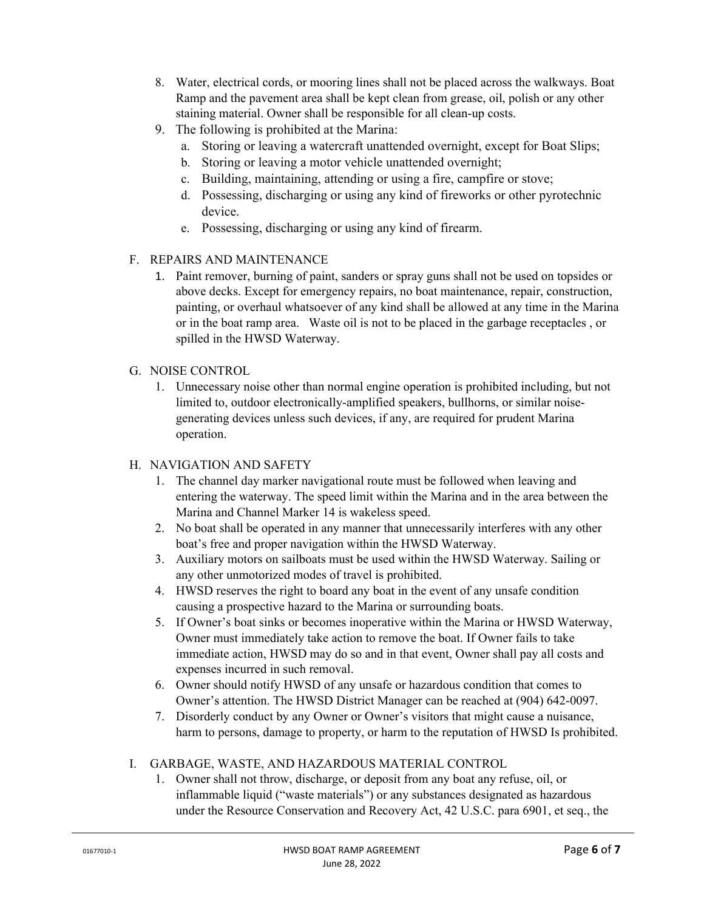8. Water, electrical cords, or mooring lines shall not be placed across the walkways. Boat Ramp and the pavement area shall be kept clean from grease, oil, polish or any other staining material. Owner shall be responsible for all clean-up costs.
9. The following is prohibited at the Marina:
   a. Storing or leaving a watercraft unattended overnight, except for Boat Slips;
   b. Storing or leaving a motor vehicle unattended overnight;
   c. Building, maintaining, attending or using a fire, campfire or stove;
   d. Possessing, discharging or using any kind of fireworks or other pyrotechnic device.
   e. Possessing, discharging or using any kind of firearm.

F. REPAIRS AND MAINTENANCE

1. Paint remover, burning of paint, sanders or spray guns shall not be used on topsides or above decks. Except for emergency repairs, no boat maintenance, repair, construction, painting, or overhaul whatsoever of any kind shall be allowed at any time in the Marina or in the boat ramp area. Waste oil is not to be placed in the garbage receptacles , or spilled in the HWSD Waterway.

G. NOISE CONTROL

1. Unnecessary noise other than normal engine operation is prohibited including, but not limited to, outdoor electronically-amplified speakers, bullhorns, or similar noise-generating devices unless such devices, if any, are required for prudent Marina operation.

H. NAVIGATION AND SAFETY

1. The channel day marker navigational route must be followed when leaving and entering the waterway. The speed limit within the Marina and in the area between the Marina and Channel Marker 14 is wakeless speed.
2. No boat shall be operated in any manner that unnecessarily interferes with any other boat's free and proper navigation within the HWSD Waterway.
3. Auxiliary motors on sailboats must be used within the HWSD Waterway. Sailing or any other unmotorized modes of travel is prohibited.
4. HWSD reserves the right to board any boat in the event of any unsafe condition causing a prospective hazard to the Marina or surrounding boats.
5. If Owner's boat sinks or becomes inoperative within the Marina or HWSD Waterway, Owner must immediately take action to remove the boat. If Owner fails to take immediate action, HWSD may do so and in that event, Owner shall pay all costs and expenses incurred in such removal.
6. Owner should notify HWSD of any unsafe or hazardous condition that comes to Owner's attention. The HWSD District Manager can be reached at (904) 642-0097.
7. Disorderly conduct by any Owner or Owner's visitors that might cause a nuisance, harm to persons, damage to property, or harm to the reputation of HWSD Is prohibited.

I. GARBAGE, WASTE, AND HAZARDOUS MATERIAL CONTROL

1. Owner shall not throw, discharge, or deposit from any boat any refuse, oil, or inflammable liquid ("waste materials") or any substances designated as hazardous under the Resource Conservation and Recovery Act, 42 U.S.C. para 6901, et seq., the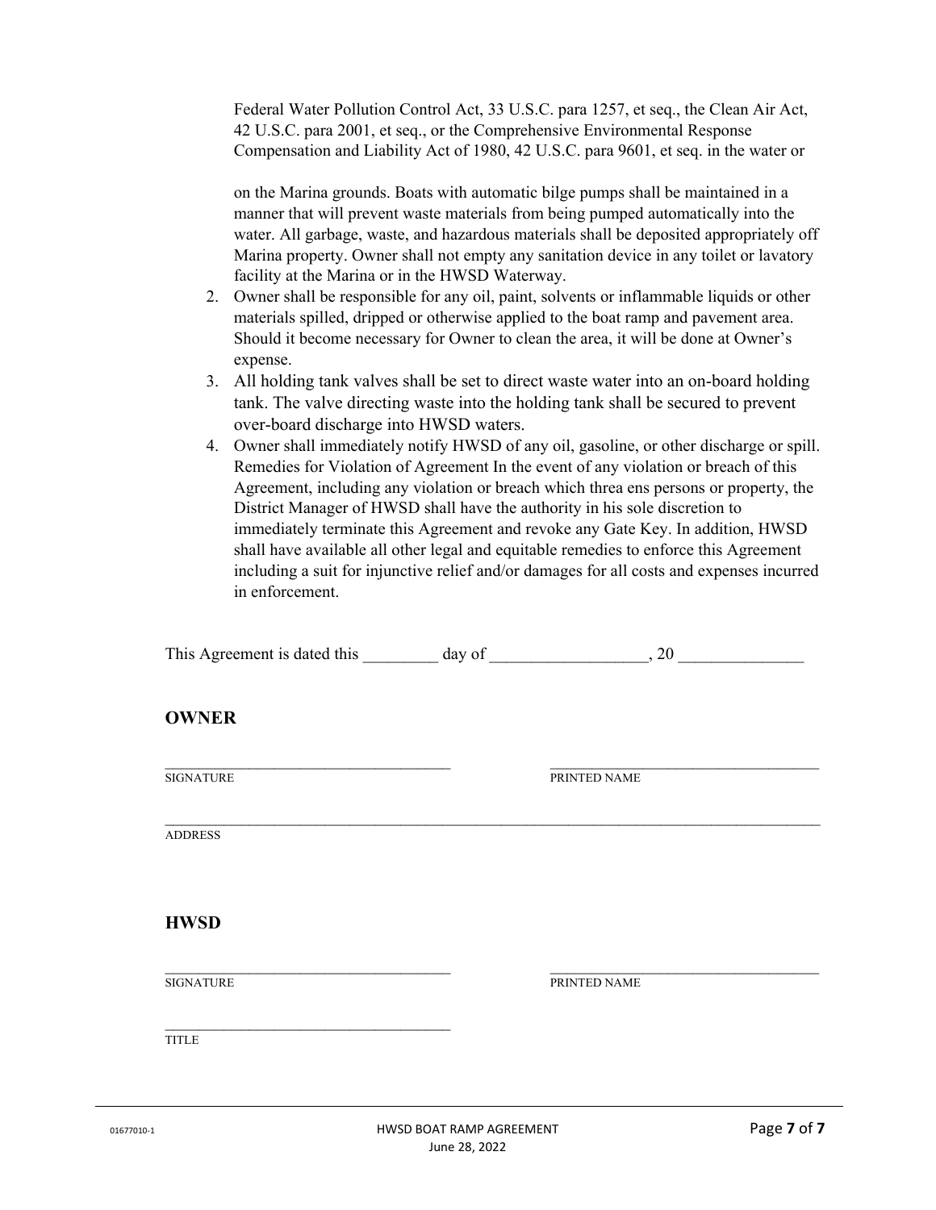Federal Water Pollution Control Act, 33 U.S.C. para 1257, et seq., the Clean Air Act, 42 U.S.C. para 2001, et seq., or the Comprehensive Environmental Response Compensation and Liability Act of 1980, 42 U.S.C. para 9601, et seq. in the water or

on the Marina grounds. Boats with automatic bilge pumps shall be maintained in a manner that will prevent waste materials from being pumped automatically into the water. All garbage, waste, and hazardous materials shall be deposited appropriately off Marina property. Owner shall not empty any sanitation device in any toilet or lavatory facility at the Marina or in the HWSD Waterway.

2. Owner shall be responsible for any oil, paint, solvents or inflammable liquids or other materials spilled, dripped or otherwise applied to the boat ramp and pavement area. Should it become necessary for Owner to clean the area, it will be done at Owner's expense.
3. All holding tank valves shall be set to direct waste water into an on-board holding tank. The valve directing waste into the holding tank shall be secured to prevent over-board discharge into HWSD waters.
4. Owner shall immediately notify HWSD of any oil, gasoline, or other discharge or spill. Remedies for Violation of Agreement In the event of any violation or breach of this Agreement, including any violation or breach which threa ens persons or property, the District Manager of HWSD shall have the authority in his sole discretion to immediately terminate this Agreement and revoke any Gate Key. In addition, HWSD shall have available all other legal and equitable remedies to enforce this Agreement including a suit for injunctive relief and/or damages for all costs and expenses incurred in enforcement.

This Agreement is dated this _________ day of __________________, 20 ______________

## OWNER

_____________________________________ SIGNATURE

_____________________________________ PRINTED NAME

_____________________________________ ADDRESS

## HWSD

_____________________________________ SIGNATURE

_____________________________________ PRINTED NAME

_____________________________________ TITLE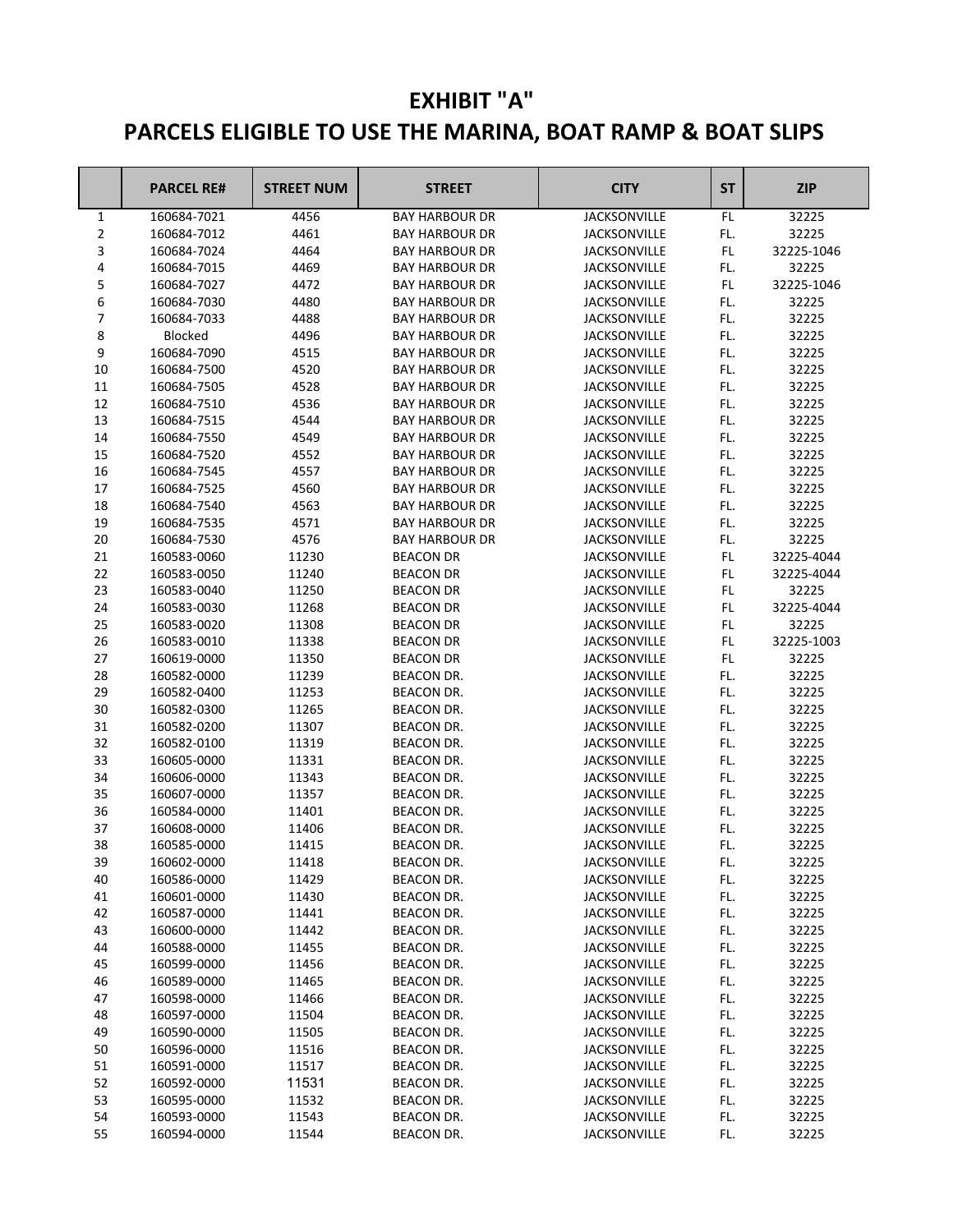# EXHIBIT "A"

# PARCELS ELIGIBLE TO USE THE MARINA, BOAT RAMP & BOAT SLIPS

| | PARCEL RE# | STREET NUM | STREET | CITY | ST | ZIP |
|---|---|---|---|---|---|---|
| 1 | 160684-7021 | 4456 | BAY HARBOUR DR | JACKSONVILLE | FL | 32225 |
| 2 | 160684-7012 | 4461 | BAY HARBOUR DR | JACKSONVILLE | FL. | 32225 |
| 3 | 160684-7024 | 4464 | BAY HARBOUR DR | JACKSONVILLE | FL | 32225-1046 |
| 4 | 160684-7015 | 4469 | BAY HARBOUR DR | JACKSONVILLE | FL. | 32225 |
| 5 | 160684-7027 | 4472 | BAY HARBOUR DR | JACKSONVILLE | FL | 32225-1046 |
| 6 | 160684-7030 | 4480 | BAY HARBOUR DR | JACKSONVILLE | FL. | 32225 |
| 7 | 160684-7033 | 4488 | BAY HARBOUR DR | JACKSONVILLE | FL. | 32225 |
| 8 | Blocked | 4496 | BAY HARBOUR DR | JACKSONVILLE | FL. | 32225 |
| 9 | 160684-7090 | 4515 | BAY HARBOUR DR | JACKSONVILLE | FL. | 32225 |
| 10 | 160684-7500 | 4520 | BAY HARBOUR DR | JACKSONVILLE | FL. | 32225 |
| 11 | 160684-7505 | 4528 | BAY HARBOUR DR | JACKSONVILLE | FL. | 32225 |
| 12 | 160684-7510 | 4536 | BAY HARBOUR DR | JACKSONVILLE | FL. | 32225 |
| 13 | 160684-7515 | 4544 | BAY HARBOUR DR | JACKSONVILLE | FL. | 32225 |
| 14 | 160684-7550 | 4549 | BAY HARBOUR DR | JACKSONVILLE | FL. | 32225 |
| 15 | 160684-7520 | 4552 | BAY HARBOUR DR | JACKSONVILLE | FL. | 32225 |
| 16 | 160684-7545 | 4557 | BAY HARBOUR DR | JACKSONVILLE | FL. | 32225 |
| 17 | 160684-7525 | 4560 | BAY HARBOUR DR | JACKSONVILLE | FL. | 32225 |
| 18 | 160684-7540 | 4563 | BAY HARBOUR DR | JACKSONVILLE | FL. | 32225 |
| 19 | 160684-7535 | 4571 | BAY HARBOUR DR | JACKSONVILLE | FL. | 32225 |
| 20 | 160684-7530 | 4576 | BAY HARBOUR DR | JACKSONVILLE | FL. | 32225 |
| 21 | 160583-0060 | 11230 | BEACON DR | JACKSONVILLE | FL | 32225-4044 |
| 22 | 160583-0050 | 11240 | BEACON DR | JACKSONVILLE | FL | 32225-4044 |
| 23 | 160583-0040 | 11250 | BEACON DR | JACKSONVILLE | FL | 32225 |
| 24 | 160583-0030 | 11268 | BEACON DR | JACKSONVILLE | FL | 32225-4044 |
| 25 | 160583-0020 | 11308 | BEACON DR | JACKSONVILLE | FL | 32225 |
| 26 | 160583-0010 | 11338 | BEACON DR | JACKSONVILLE | FL | 32225-1003 |
| 27 | 160619-0000 | 11350 | BEACON DR | JACKSONVILLE | FL | 32225 |
| 28 | 160582-0000 | 11239 | BEACON DR. | JACKSONVILLE | FL. | 32225 |
| 29 | 160582-0400 | 11253 | BEACON DR. | JACKSONVILLE | FL. | 32225 |
| 30 | 160582-0300 | 11265 | BEACON DR. | JACKSONVILLE | FL. | 32225 |
| 31 | 160582-0200 | 11307 | BEACON DR. | JACKSONVILLE | FL. | 32225 |
| 32 | 160582-0100 | 11319 | BEACON DR. | JACKSONVILLE | FL. | 32225 |
| 33 | 160605-0000 | 11331 | BEACON DR. | JACKSONVILLE | FL. | 32225 |
| 34 | 160606-0000 | 11343 | BEACON DR. | JACKSONVILLE | FL. | 32225 |
| 35 | 160607-0000 | 11357 | BEACON DR. | JACKSONVILLE | FL. | 32225 |
| 36 | 160584-0000 | 11401 | BEACON DR. | JACKSONVILLE | FL. | 32225 |
| 37 | 160608-0000 | 11406 | BEACON DR. | JACKSONVILLE | FL. | 32225 |
| 38 | 160585-0000 | 11415 | BEACON DR. | JACKSONVILLE | FL. | 32225 |
| 39 | 160602-0000 | 11418 | BEACON DR. | JACKSONVILLE | FL. | 32225 |
| 40 | 160586-0000 | 11429 | BEACON DR. | JACKSONVILLE | FL. | 32225 |
| 41 | 160601-0000 | 11430 | BEACON DR. | JACKSONVILLE | FL. | 32225 |
| 42 | 160587-0000 | 11441 | BEACON DR. | JACKSONVILLE | FL. | 32225 |
| 43 | 160600-0000 | 11442 | BEACON DR. | JACKSONVILLE | FL. | 32225 |
| 44 | 160588-0000 | 11455 | BEACON DR. | JACKSONVILLE | FL. | 32225 |
| 45 | 160599-0000 | 11456 | BEACON DR. | JACKSONVILLE | FL. | 32225 |
| 46 | 160589-0000 | 11465 | BEACON DR. | JACKSONVILLE | FL. | 32225 |
| 47 | 160598-0000 | 11466 | BEACON DR. | JACKSONVILLE | FL. | 32225 |
| 48 | 160597-0000 | 11504 | BEACON DR. | JACKSONVILLE | FL. | 32225 |
| 49 | 160590-0000 | 11505 | BEACON DR. | JACKSONVILLE | FL. | 32225 |
| 50 | 160596-0000 | 11516 | BEACON DR. | JACKSONVILLE | FL. | 32225 |
| 51 | 160591-0000 | 11517 | BEACON DR. | JACKSONVILLE | FL. | 32225 |
| 52 | 160592-0000 | 11531 | BEACON DR. | JACKSONVILLE | FL. | 32225 |
| 53 | 160595-0000 | 11532 | BEACON DR. | JACKSONVILLE | FL. | 32225 |
| 54 | 160593-0000 | 11543 | BEACON DR. | JACKSONVILLE | FL. | 32225 |
| 55 | 160594-0000 | 11544 | BEACON DR. | JACKSONVILLE | FL. | 32225 |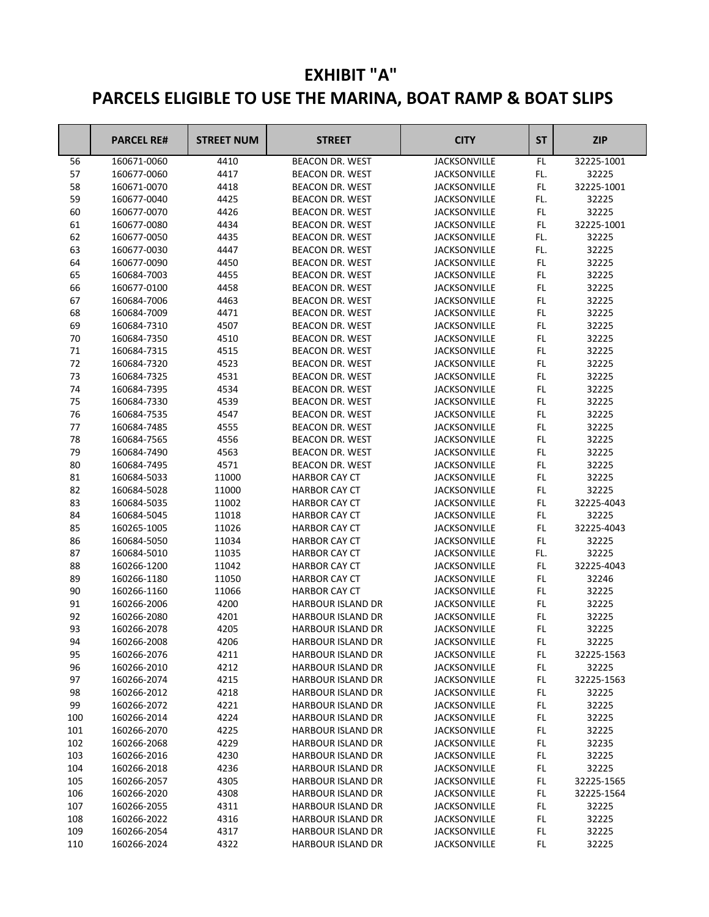# EXHIBIT "A"

# PARCELS ELIGIBLE TO USE THE MARINA, BOAT RAMP & BOAT SLIPS

| | PARCEL RE# | STREET NUM | STREET | CITY | ST | ZIP |
|---|---|---|---|---|---|---|
| 56 | 160671-0060 | 4410 | BEACON DR. WEST | JACKSONVILLE | FL | 32225-1001 |
| 57 | 160677-0060 | 4417 | BEACON DR. WEST | JACKSONVILLE | FL. | 32225 |
| 58 | 160671-0070 | 4418 | BEACON DR. WEST | JACKSONVILLE | FL | 32225-1001 |
| 59 | 160677-0040 | 4425 | BEACON DR. WEST | JACKSONVILLE | FL. | 32225 |
| 60 | 160677-0070 | 4426 | BEACON DR. WEST | JACKSONVILLE | FL | 32225 |
| 61 | 160677-0080 | 4434 | BEACON DR. WEST | JACKSONVILLE | FL | 32225-1001 |
| 62 | 160677-0050 | 4435 | BEACON DR. WEST | JACKSONVILLE | FL. | 32225 |
| 63 | 160677-0030 | 4447 | BEACON DR. WEST | JACKSONVILLE | FL. | 32225 |
| 64 | 160677-0090 | 4450 | BEACON DR. WEST | JACKSONVILLE | FL | 32225 |
| 65 | 160684-7003 | 4455 | BEACON DR. WEST | JACKSONVILLE | FL | 32225 |
| 66 | 160677-0100 | 4458 | BEACON DR. WEST | JACKSONVILLE | FL | 32225 |
| 67 | 160684-7006 | 4463 | BEACON DR. WEST | JACKSONVILLE | FL | 32225 |
| 68 | 160684-7009 | 4471 | BEACON DR. WEST | JACKSONVILLE | FL | 32225 |
| 69 | 160684-7310 | 4507 | BEACON DR. WEST | JACKSONVILLE | FL | 32225 |
| 70 | 160684-7350 | 4510 | BEACON DR. WEST | JACKSONVILLE | FL | 32225 |
| 71 | 160684-7315 | 4515 | BEACON DR. WEST | JACKSONVILLE | FL | 32225 |
| 72 | 160684-7320 | 4523 | BEACON DR. WEST | JACKSONVILLE | FL | 32225 |
| 73 | 160684-7325 | 4531 | BEACON DR. WEST | JACKSONVILLE | FL | 32225 |
| 74 | 160684-7395 | 4534 | BEACON DR. WEST | JACKSONVILLE | FL | 32225 |
| 75 | 160684-7330 | 4539 | BEACON DR. WEST | JACKSONVILLE | FL | 32225 |
| 76 | 160684-7535 | 4547 | BEACON DR. WEST | JACKSONVILLE | FL | 32225 |
| 77 | 160684-7485 | 4555 | BEACON DR. WEST | JACKSONVILLE | FL | 32225 |
| 78 | 160684-7565 | 4556 | BEACON DR. WEST | JACKSONVILLE | FL | 32225 |
| 79 | 160684-7490 | 4563 | BEACON DR. WEST | JACKSONVILLE | FL | 32225 |
| 80 | 160684-7495 | 4571 | BEACON DR. WEST | JACKSONVILLE | FL | 32225 |
| 81 | 160684-5033 | 11000 | HARBOR CAY CT | JACKSONVILLE | FL | 32225 |
| 82 | 160684-5028 | 11000 | HARBOR CAY CT | JACKSONVILLE | FL | 32225 |
| 83 | 160684-5035 | 11002 | HARBOR CAY CT | JACKSONVILLE | FL | 32225-4043 |
| 84 | 160684-5045 | 11018 | HARBOR CAY CT | JACKSONVILLE | FL | 32225 |
| 85 | 160265-1005 | 11026 | HARBOR CAY CT | JACKSONVILLE | FL | 32225-4043 |
| 86 | 160684-5050 | 11034 | HARBOR CAY CT | JACKSONVILLE | FL | 32225 |
| 87 | 160684-5010 | 11035 | HARBOR CAY CT | JACKSONVILLE | FL. | 32225 |
| 88 | 160266-1200 | 11042 | HARBOR CAY CT | JACKSONVILLE | FL | 32225-4043 |
| 89 | 160266-1180 | 11050 | HARBOR CAY CT | JACKSONVILLE | FL | 32246 |
| 90 | 160266-1160 | 11066 | HARBOR CAY CT | JACKSONVILLE | FL | 32225 |
| 91 | 160266-2006 | 4200 | HARBOUR ISLAND DR | JACKSONVILLE | FL | 32225 |
| 92 | 160266-2080 | 4201 | HARBOUR ISLAND DR | JACKSONVILLE | FL | 32225 |
| 93 | 160266-2078 | 4205 | HARBOUR ISLAND DR | JACKSONVILLE | FL | 32225 |
| 94 | 160266-2008 | 4206 | HARBOUR ISLAND DR | JACKSONVILLE | FL | 32225 |
| 95 | 160266-2076 | 4211 | HARBOUR ISLAND DR | JACKSONVILLE | FL | 32225-1563 |
| 96 | 160266-2010 | 4212 | HARBOUR ISLAND DR | JACKSONVILLE | FL | 32225 |
| 97 | 160266-2074 | 4215 | HARBOUR ISLAND DR | JACKSONVILLE | FL | 32225-1563 |
| 98 | 160266-2012 | 4218 | HARBOUR ISLAND DR | JACKSONVILLE | FL | 32225 |
| 99 | 160266-2072 | 4221 | HARBOUR ISLAND DR | JACKSONVILLE | FL | 32225 |
| 100 | 160266-2014 | 4224 | HARBOUR ISLAND DR | JACKSONVILLE | FL | 32225 |
| 101 | 160266-2070 | 4225 | HARBOUR ISLAND DR | JACKSONVILLE | FL | 32225 |
| 102 | 160266-2068 | 4229 | HARBOUR ISLAND DR | JACKSONVILLE | FL | 32235 |
| 103 | 160266-2016 | 4230 | HARBOUR ISLAND DR | JACKSONVILLE | FL | 32225 |
| 104 | 160266-2018 | 4236 | HARBOUR ISLAND DR | JACKSONVILLE | FL | 32225 |
| 105 | 160266-2057 | 4305 | HARBOUR ISLAND DR | JACKSONVILLE | FL | 32225-1565 |
| 106 | 160266-2020 | 4308 | HARBOUR ISLAND DR | JACKSONVILLE | FL | 32225-1564 |
| 107 | 160266-2055 | 4311 | HARBOUR ISLAND DR | JACKSONVILLE | FL | 32225 |
| 108 | 160266-2022 | 4316 | HARBOUR ISLAND DR | JACKSONVILLE | FL | 32225 |
| 109 | 160266-2054 | 4317 | HARBOUR ISLAND DR | JACKSONVILLE | FL | 32225 |
| 110 | 160266-2024 | 4322 | HARBOUR ISLAND DR | JACKSONVILLE | FL | 32225 |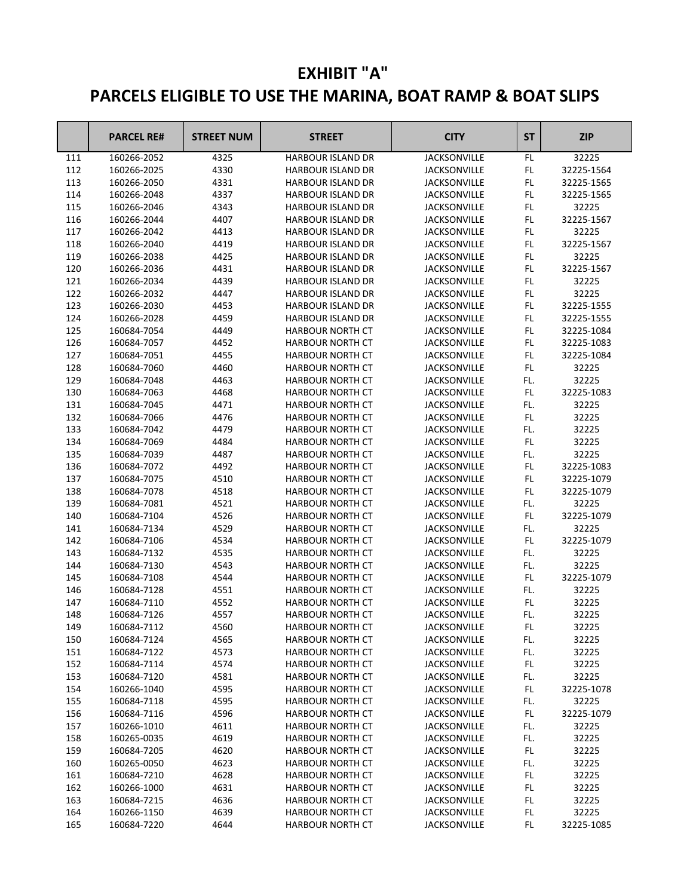# EXHIBIT "A"

# PARCELS ELIGIBLE TO USE THE MARINA, BOAT RAMP & BOAT SLIPS

| | PARCEL RE# | STREET NUM | STREET | CITY | ST | ZIP |
|---|---|---|---|---|---|---|
| 111 | 160266-2052 | 4325 | HARBOUR ISLAND DR | JACKSONVILLE | FL | 32225 |
| 112 | 160266-2025 | 4330 | HARBOUR ISLAND DR | JACKSONVILLE | FL | 32225-1564 |
| 113 | 160266-2050 | 4331 | HARBOUR ISLAND DR | JACKSONVILLE | FL | 32225-1565 |
| 114 | 160266-2048 | 4337 | HARBOUR ISLAND DR | JACKSONVILLE | FL | 32225-1565 |
| 115 | 160266-2046 | 4343 | HARBOUR ISLAND DR | JACKSONVILLE | FL | 32225 |
| 116 | 160266-2044 | 4407 | HARBOUR ISLAND DR | JACKSONVILLE | FL | 32225-1567 |
| 117 | 160266-2042 | 4413 | HARBOUR ISLAND DR | JACKSONVILLE | FL | 32225 |
| 118 | 160266-2040 | 4419 | HARBOUR ISLAND DR | JACKSONVILLE | FL | 32225-1567 |
| 119 | 160266-2038 | 4425 | HARBOUR ISLAND DR | JACKSONVILLE | FL | 32225 |
| 120 | 160266-2036 | 4431 | HARBOUR ISLAND DR | JACKSONVILLE | FL | 32225-1567 |
| 121 | 160266-2034 | 4439 | HARBOUR ISLAND DR | JACKSONVILLE | FL | 32225 |
| 122 | 160266-2032 | 4447 | HARBOUR ISLAND DR | JACKSONVILLE | FL | 32225 |
| 123 | 160266-2030 | 4453 | HARBOUR ISLAND DR | JACKSONVILLE | FL | 32225-1555 |
| 124 | 160266-2028 | 4459 | HARBOUR ISLAND DR | JACKSONVILLE | FL | 32225-1555 |
| 125 | 160684-7054 | 4449 | HARBOUR NORTH CT | JACKSONVILLE | FL | 32225-1084 |
| 126 | 160684-7057 | 4452 | HARBOUR NORTH CT | JACKSONVILLE | FL | 32225-1083 |
| 127 | 160684-7051 | 4455 | HARBOUR NORTH CT | JACKSONVILLE | FL | 32225-1084 |
| 128 | 160684-7060 | 4460 | HARBOUR NORTH CT | JACKSONVILLE | FL | 32225 |
| 129 | 160684-7048 | 4463 | HARBOUR NORTH CT | JACKSONVILLE | FL. | 32225 |
| 130 | 160684-7063 | 4468 | HARBOUR NORTH CT | JACKSONVILLE | FL | 32225-1083 |
| 131 | 160684-7045 | 4471 | HARBOUR NORTH CT | JACKSONVILLE | FL. | 32225 |
| 132 | 160684-7066 | 4476 | HARBOUR NORTH CT | JACKSONVILLE | FL | 32225 |
| 133 | 160684-7042 | 4479 | HARBOUR NORTH CT | JACKSONVILLE | FL. | 32225 |
| 134 | 160684-7069 | 4484 | HARBOUR NORTH CT | JACKSONVILLE | FL | 32225 |
| 135 | 160684-7039 | 4487 | HARBOUR NORTH CT | JACKSONVILLE | FL. | 32225 |
| 136 | 160684-7072 | 4492 | HARBOUR NORTH CT | JACKSONVILLE | FL | 32225-1083 |
| 137 | 160684-7075 | 4510 | HARBOUR NORTH CT | JACKSONVILLE | FL | 32225-1079 |
| 138 | 160684-7078 | 4518 | HARBOUR NORTH CT | JACKSONVILLE | FL | 32225-1079 |
| 139 | 160684-7081 | 4521 | HARBOUR NORTH CT | JACKSONVILLE | FL. | 32225 |
| 140 | 160684-7104 | 4526 | HARBOUR NORTH CT | JACKSONVILLE | FL | 32225-1079 |
| 141 | 160684-7134 | 4529 | HARBOUR NORTH CT | JACKSONVILLE | FL. | 32225 |
| 142 | 160684-7106 | 4534 | HARBOUR NORTH CT | JACKSONVILLE | FL | 32225-1079 |
| 143 | 160684-7132 | 4535 | HARBOUR NORTH CT | JACKSONVILLE | FL. | 32225 |
| 144 | 160684-7130 | 4543 | HARBOUR NORTH CT | JACKSONVILLE | FL. | 32225 |
| 145 | 160684-7108 | 4544 | HARBOUR NORTH CT | JACKSONVILLE | FL | 32225-1079 |
| 146 | 160684-7128 | 4551 | HARBOUR NORTH CT | JACKSONVILLE | FL. | 32225 |
| 147 | 160684-7110 | 4552 | HARBOUR NORTH CT | JACKSONVILLE | FL | 32225 |
| 148 | 160684-7126 | 4557 | HARBOUR NORTH CT | JACKSONVILLE | FL. | 32225 |
| 149 | 160684-7112 | 4560 | HARBOUR NORTH CT | JACKSONVILLE | FL | 32225 |
| 150 | 160684-7124 | 4565 | HARBOUR NORTH CT | JACKSONVILLE | FL. | 32225 |
| 151 | 160684-7122 | 4573 | HARBOUR NORTH CT | JACKSONVILLE | FL. | 32225 |
| 152 | 160684-7114 | 4574 | HARBOUR NORTH CT | JACKSONVILLE | FL | 32225 |
| 153 | 160684-7120 | 4581 | HARBOUR NORTH CT | JACKSONVILLE | FL. | 32225 |
| 154 | 160266-1040 | 4595 | HARBOUR NORTH CT | JACKSONVILLE | FL | 32225-1078 |
| 155 | 160684-7118 | 4595 | HARBOUR NORTH CT | JACKSONVILLE | FL. | 32225 |
| 156 | 160684-7116 | 4596 | HARBOUR NORTH CT | JACKSONVILLE | FL | 32225-1079 |
| 157 | 160266-1010 | 4611 | HARBOUR NORTH CT | JACKSONVILLE | FL. | 32225 |
| 158 | 160265-0035 | 4619 | HARBOUR NORTH CT | JACKSONVILLE | FL. | 32225 |
| 159 | 160684-7205 | 4620 | HARBOUR NORTH CT | JACKSONVILLE | FL | 32225 |
| 160 | 160265-0050 | 4623 | HARBOUR NORTH CT | JACKSONVILLE | FL. | 32225 |
| 161 | 160684-7210 | 4628 | HARBOUR NORTH CT | JACKSONVILLE | FL | 32225 |
| 162 | 160266-1000 | 4631 | HARBOUR NORTH CT | JACKSONVILLE | FL | 32225 |
| 163 | 160684-7215 | 4636 | HARBOUR NORTH CT | JACKSONVILLE | FL | 32225 |
| 164 | 160266-1150 | 4639 | HARBOUR NORTH CT | JACKSONVILLE | FL | 32225 |
| 165 | 160684-7220 | 4644 | HARBOUR NORTH CT | JACKSONVILLE | FL | 32225-1085 |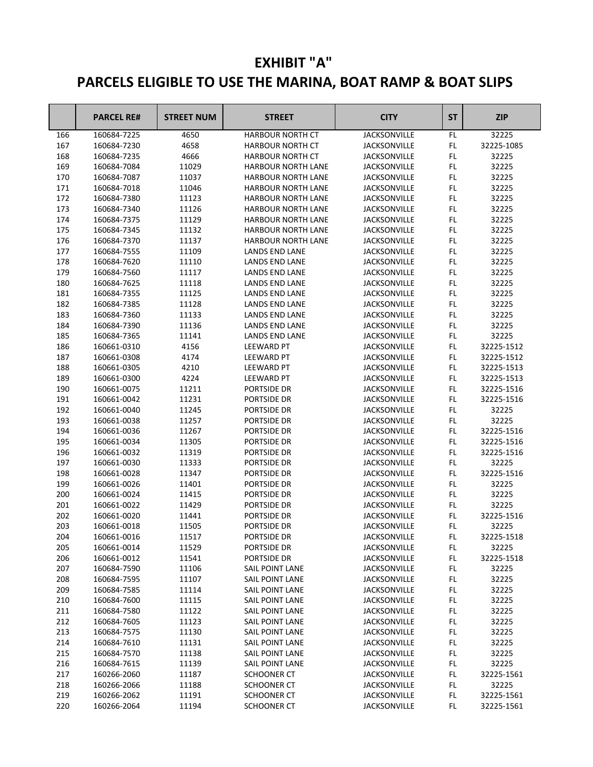# EXHIBIT "A"

# PARCELS ELIGIBLE TO USE THE MARINA, BOAT RAMP & BOAT SLIPS

| | PARCEL RE# | STREET NUM | STREET | CITY | ST | ZIP |
|---|---|---|---|---|---|---|
| 166 | 160684-7225 | 4650 | HARBOUR NORTH CT | JACKSONVILLE | FL | 32225 |
| 167 | 160684-7230 | 4658 | HARBOUR NORTH CT | JACKSONVILLE | FL | 32225-1085 |
| 168 | 160684-7235 | 4666 | HARBOUR NORTH CT | JACKSONVILLE | FL | 32225 |
| 169 | 160684-7084 | 11029 | HARBOUR NORTH LANE | JACKSONVILLE | FL | 32225 |
| 170 | 160684-7087 | 11037 | HARBOUR NORTH LANE | JACKSONVILLE | FL | 32225 |
| 171 | 160684-7018 | 11046 | HARBOUR NORTH LANE | JACKSONVILLE | FL | 32225 |
| 172 | 160684-7380 | 11123 | HARBOUR NORTH LANE | JACKSONVILLE | FL | 32225 |
| 173 | 160684-7340 | 11126 | HARBOUR NORTH LANE | JACKSONVILLE | FL | 32225 |
| 174 | 160684-7375 | 11129 | HARBOUR NORTH LANE | JACKSONVILLE | FL | 32225 |
| 175 | 160684-7345 | 11132 | HARBOUR NORTH LANE | JACKSONVILLE | FL | 32225 |
| 176 | 160684-7370 | 11137 | HARBOUR NORTH LANE | JACKSONVILLE | FL | 32225 |
| 177 | 160684-7555 | 11109 | LANDS END LANE | JACKSONVILLE | FL | 32225 |
| 178 | 160684-7620 | 11110 | LANDS END LANE | JACKSONVILLE | FL | 32225 |
| 179 | 160684-7560 | 11117 | LANDS END LANE | JACKSONVILLE | FL | 32225 |
| 180 | 160684-7625 | 11118 | LANDS END LANE | JACKSONVILLE | FL | 32225 |
| 181 | 160684-7355 | 11125 | LANDS END LANE | JACKSONVILLE | FL | 32225 |
| 182 | 160684-7385 | 11128 | LANDS END LANE | JACKSONVILLE | FL | 32225 |
| 183 | 160684-7360 | 11133 | LANDS END LANE | JACKSONVILLE | FL | 32225 |
| 184 | 160684-7390 | 11136 | LANDS END LANE | JACKSONVILLE | FL | 32225 |
| 185 | 160684-7365 | 11141 | LANDS END LANE | JACKSONVILLE | FL | 32225 |
| 186 | 160661-0310 | 4156 | LEEWARD PT | JACKSONVILLE | FL | 32225-1512 |
| 187 | 160661-0308 | 4174 | LEEWARD PT | JACKSONVILLE | FL | 32225-1512 |
| 188 | 160661-0305 | 4210 | LEEWARD PT | JACKSONVILLE | FL | 32225-1513 |
| 189 | 160661-0300 | 4224 | LEEWARD PT | JACKSONVILLE | FL | 32225-1513 |
| 190 | 160661-0075 | 11211 | PORTSIDE DR | JACKSONVILLE | FL | 32225-1516 |
| 191 | 160661-0042 | 11231 | PORTSIDE DR | JACKSONVILLE | FL | 32225-1516 |
| 192 | 160661-0040 | 11245 | PORTSIDE DR | JACKSONVILLE | FL | 32225 |
| 193 | 160661-0038 | 11257 | PORTSIDE DR | JACKSONVILLE | FL | 32225 |
| 194 | 160661-0036 | 11267 | PORTSIDE DR | JACKSONVILLE | FL | 32225-1516 |
| 195 | 160661-0034 | 11305 | PORTSIDE DR | JACKSONVILLE | FL | 32225-1516 |
| 196 | 160661-0032 | 11319 | PORTSIDE DR | JACKSONVILLE | FL | 32225-1516 |
| 197 | 160661-0030 | 11333 | PORTSIDE DR | JACKSONVILLE | FL | 32225 |
| 198 | 160661-0028 | 11347 | PORTSIDE DR | JACKSONVILLE | FL | 32225-1516 |
| 199 | 160661-0026 | 11401 | PORTSIDE DR | JACKSONVILLE | FL | 32225 |
| 200 | 160661-0024 | 11415 | PORTSIDE DR | JACKSONVILLE | FL | 32225 |
| 201 | 160661-0022 | 11429 | PORTSIDE DR | JACKSONVILLE | FL | 32225 |
| 202 | 160661-0020 | 11441 | PORTSIDE DR | JACKSONVILLE | FL | 32225-1516 |
| 203 | 160661-0018 | 11505 | PORTSIDE DR | JACKSONVILLE | FL | 32225 |
| 204 | 160661-0016 | 11517 | PORTSIDE DR | JACKSONVILLE | FL | 32225-1518 |
| 205 | 160661-0014 | 11529 | PORTSIDE DR | JACKSONVILLE | FL | 32225 |
| 206 | 160661-0012 | 11541 | PORTSIDE DR | JACKSONVILLE | FL | 32225-1518 |
| 207 | 160684-7590 | 11106 | SAIL POINT LANE | JACKSONVILLE | FL | 32225 |
| 208 | 160684-7595 | 11107 | SAIL POINT LANE | JACKSONVILLE | FL | 32225 |
| 209 | 160684-7585 | 11114 | SAIL POINT LANE | JACKSONVILLE | FL | 32225 |
| 210 | 160684-7600 | 11115 | SAIL POINT LANE | JACKSONVILLE | FL | 32225 |
| 211 | 160684-7580 | 11122 | SAIL POINT LANE | JACKSONVILLE | FL | 32225 |
| 212 | 160684-7605 | 11123 | SAIL POINT LANE | JACKSONVILLE | FL | 32225 |
| 213 | 160684-7575 | 11130 | SAIL POINT LANE | JACKSONVILLE | FL | 32225 |
| 214 | 160684-7610 | 11131 | SAIL POINT LANE | JACKSONVILLE | FL | 32225 |
| 215 | 160684-7570 | 11138 | SAIL POINT LANE | JACKSONVILLE | FL | 32225 |
| 216 | 160684-7615 | 11139 | SAIL POINT LANE | JACKSONVILLE | FL | 32225 |
| 217 | 160266-2060 | 11187 | SCHOONER CT | JACKSONVILLE | FL | 32225-1561 |
| 218 | 160266-2066 | 11188 | SCHOONER CT | JACKSONVILLE | FL | 32225 |
| 219 | 160266-2062 | 11191 | SCHOONER CT | JACKSONVILLE | FL | 32225-1561 |
| 220 | 160266-2064 | 11194 | SCHOONER CT | JACKSONVILLE | FL | 32225-1561 |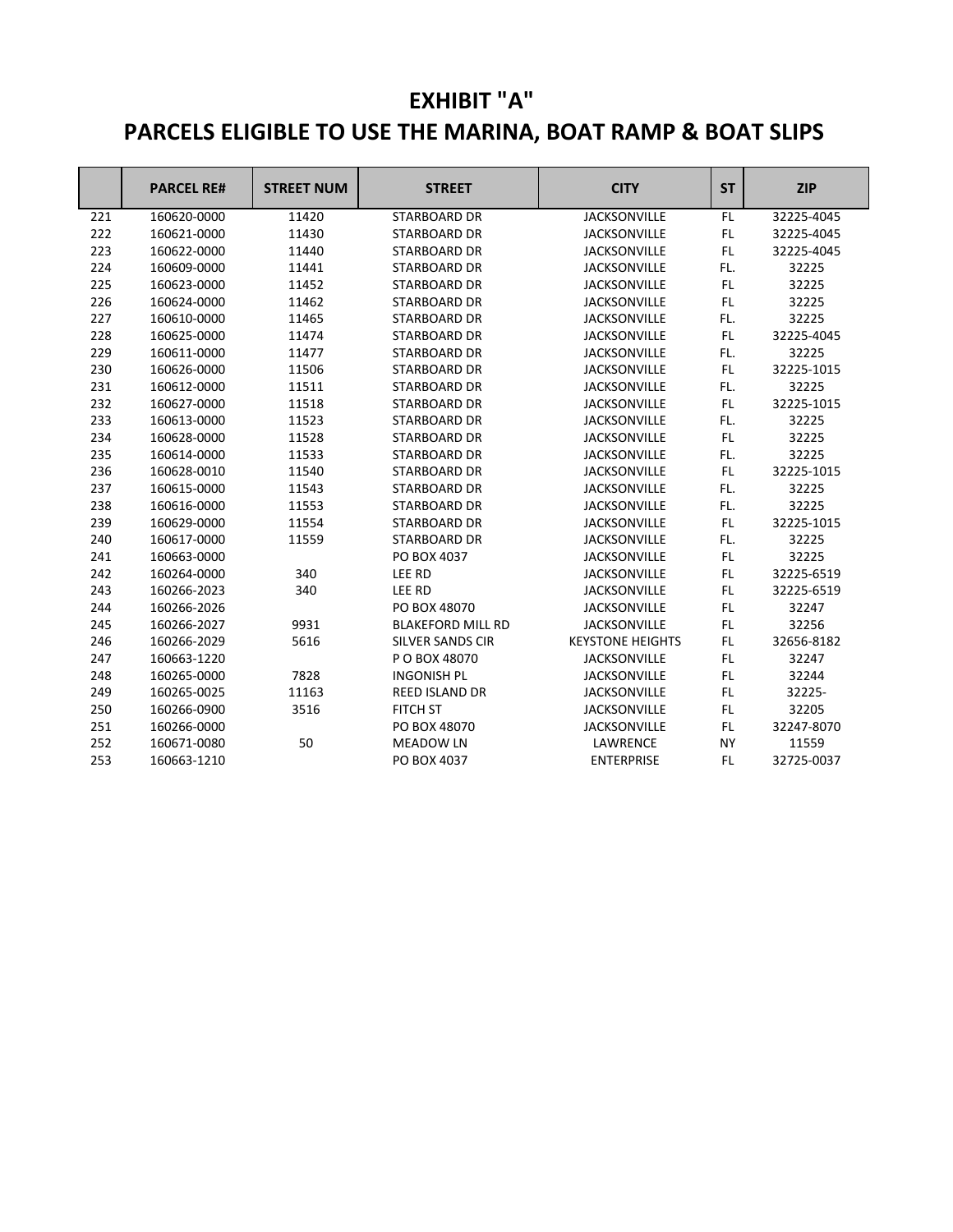# EXHIBIT "A"

# PARCELS ELIGIBLE TO USE THE MARINA, BOAT RAMP & BOAT SLIPS

| | PARCEL RE# | STREET NUM | STREET | CITY | ST | ZIP |
|---|---|---|---|---|---|---|
| 221 | 160620-0000 | 11420 | STARBOARD DR | JACKSONVILLE | FL | 32225-4045 |
| 222 | 160621-0000 | 11430 | STARBOARD DR | JACKSONVILLE | FL | 32225-4045 |
| 223 | 160622-0000 | 11440 | STARBOARD DR | JACKSONVILLE | FL | 32225-4045 |
| 224 | 160609-0000 | 11441 | STARBOARD DR | JACKSONVILLE | FL. | 32225 |
| 225 | 160623-0000 | 11452 | STARBOARD DR | JACKSONVILLE | FL | 32225 |
| 226 | 160624-0000 | 11462 | STARBOARD DR | JACKSONVILLE | FL | 32225 |
| 227 | 160610-0000 | 11465 | STARBOARD DR | JACKSONVILLE | FL. | 32225 |
| 228 | 160625-0000 | 11474 | STARBOARD DR | JACKSONVILLE | FL | 32225-4045 |
| 229 | 160611-0000 | 11477 | STARBOARD DR | JACKSONVILLE | FL. | 32225 |
| 230 | 160626-0000 | 11506 | STARBOARD DR | JACKSONVILLE | FL | 32225-1015 |
| 231 | 160612-0000 | 11511 | STARBOARD DR | JACKSONVILLE | FL. | 32225 |
| 232 | 160627-0000 | 11518 | STARBOARD DR | JACKSONVILLE | FL | 32225-1015 |
| 233 | 160613-0000 | 11523 | STARBOARD DR | JACKSONVILLE | FL. | 32225 |
| 234 | 160628-0000 | 11528 | STARBOARD DR | JACKSONVILLE | FL | 32225 |
| 235 | 160614-0000 | 11533 | STARBOARD DR | JACKSONVILLE | FL. | 32225 |
| 236 | 160628-0010 | 11540 | STARBOARD DR | JACKSONVILLE | FL | 32225-1015 |
| 237 | 160615-0000 | 11543 | STARBOARD DR | JACKSONVILLE | FL. | 32225 |
| 238 | 160616-0000 | 11553 | STARBOARD DR | JACKSONVILLE | FL. | 32225 |
| 239 | 160629-0000 | 11554 | STARBOARD DR | JACKSONVILLE | FL | 32225-1015 |
| 240 | 160617-0000 | 11559 | STARBOARD DR | JACKSONVILLE | FL. | 32225 |
| 241 | 160663-0000 | | PO BOX 4037 | JACKSONVILLE | FL | 32225 |
| 242 | 160264-0000 | 340 | LEE RD | JACKSONVILLE | FL | 32225-6519 |
| 243 | 160266-2023 | 340 | LEE RD | JACKSONVILLE | FL | 32225-6519 |
| 244 | 160266-2026 | | PO BOX 48070 | JACKSONVILLE | FL | 32247 |
| 245 | 160266-2027 | 9931 | BLAKEFORD MILL RD | JACKSONVILLE | FL | 32256 |
| 246 | 160266-2029 | 5616 | SILVER SANDS CIR | KEYSTONE HEIGHTS | FL | 32656-8182 |
| 247 | 160663-1220 | | P O BOX 48070 | JACKSONVILLE | FL | 32247 |
| 248 | 160265-0000 | 7828 | INGONISH PL | JACKSONVILLE | FL | 32244 |
| 249 | 160265-0025 | 11163 | REED ISLAND DR | JACKSONVILLE | FL | 32225- |
| 250 | 160266-0900 | 3516 | FITCH ST | JACKSONVILLE | FL | 32205 |
| 251 | 160266-0000 | | PO BOX 48070 | JACKSONVILLE | FL | 32247-8070 |
| 252 | 160671-0080 | 50 | MEADOW LN | LAWRENCE | NY | 11559 |
| 253 | 160663-1210 | | PO BOX 4037 | ENTERPRISE | FL | 32725-0037 |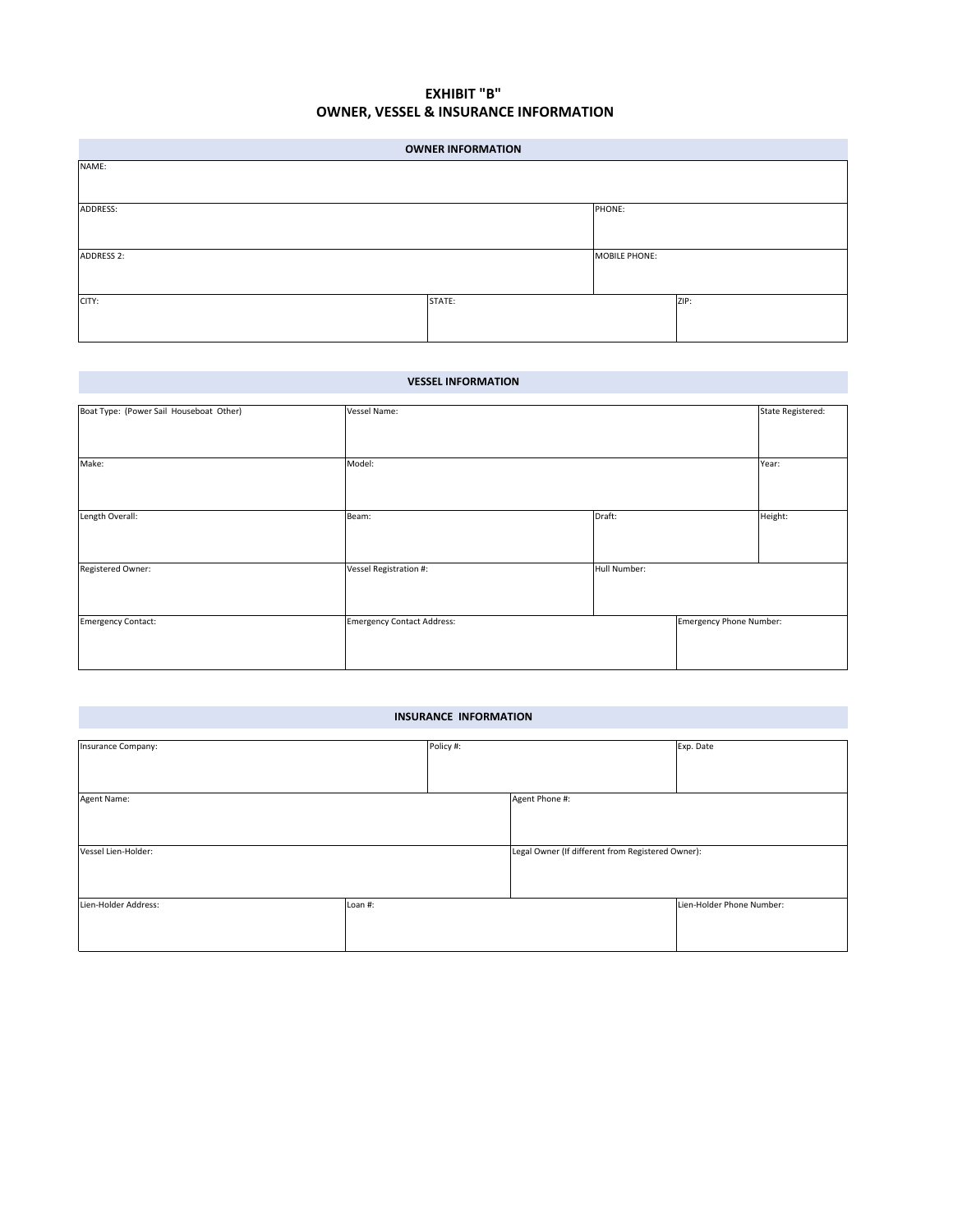# EXHIBIT "B"
# OWNER, VESSEL & INSURANCE INFORMATION

## OWNER INFORMATION

| | | |
|---|---|---|
| NAME: | | |
| ADDRESS: | | PHONE: |
| ADDRESS 2: | | MOBILE PHONE: |
| CITY: | STATE: | ZIP: |

## VESSEL INFORMATION

| | | | |
|---|---|---|---|
| Boat Type: (Power Sail Houseboat Other) | Vessel Name: | | State Registered: |
| Make: | Model: | | Year: |
| Length Overall: | Beam: | Draft: | Height: |
| Registered Owner: | Vessel Registration #: | Hull Number: | |
| Emergency Contact: | Emergency Contact Address: | | Emergency Phone Number: |

## INSURANCE INFORMATION

| | | |
|---|---|---|
| Insurance Company: | Policy #: | Exp. Date |
| Agent Name: | Agent Phone #: | |
| Vessel Lien-Holder: | Legal Owner (If different from Registered Owner): | |
| Lien-Holder Address: | Loan #: | Lien-Holder Phone Number: |